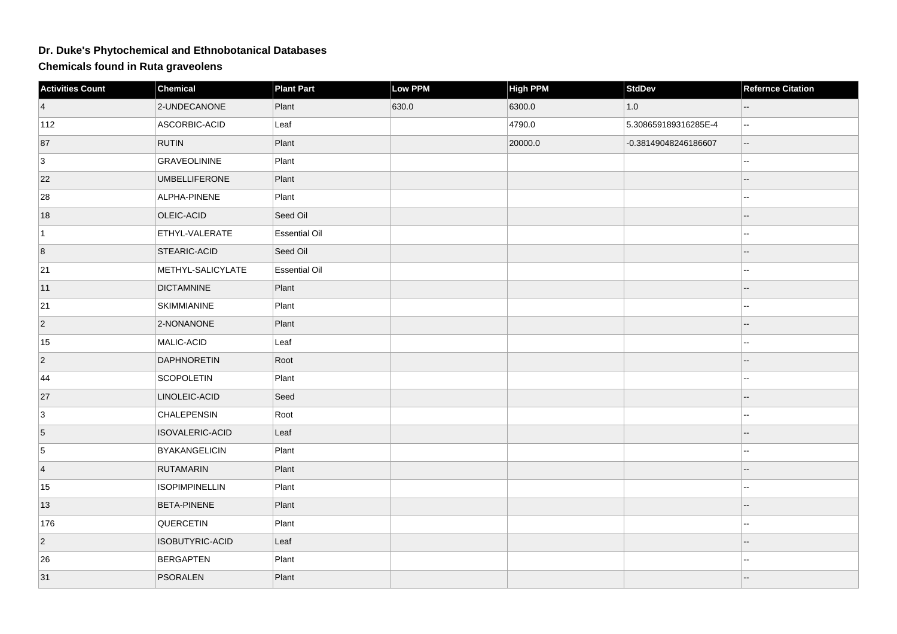# Dr. Duke's Phytochemical and Ethnobotanical Databases

## Chemicals found in Ruta graveolens

| Activities Count | Chemical | Plant Part | Low PPM | High PPM | StdDev | Refernce Citation |
|---|---|---|---|---|---|---|
| 4 | 2-UNDECANONE | Plant | 630.0 | 6300.0 | 1.0 | -- |
| 112 | ASCORBIC-ACID | Leaf | | 4790.0 | 5.308659189316285E-4 | -- |
| 87 | RUTIN | Plant | | 20000.0 | -0.38149048246186607 | -- |
| 3 | GRAVEOLININE | Plant | | | | -- |
| 22 | UMBELLIFERONE | Plant | | | | -- |
| 28 | ALPHA-PINENE | Plant | | | | -- |
| 18 | OLEIC-ACID | Seed Oil | | | | -- |
| 1 | ETHYL-VALERATE | Essential Oil | | | | -- |
| 8 | STEARIC-ACID | Seed Oil | | | | -- |
| 21 | METHYL-SALICYLATE | Essential Oil | | | | -- |
| 11 | DICTAMNINE | Plant | | | | -- |
| 21 | SKIMMIANINE | Plant | | | | -- |
| 2 | 2-NONANONE | Plant | | | | -- |
| 15 | MALIC-ACID | Leaf | | | | -- |
| 2 | DAPHNORETIN | Root | | | | -- |
| 44 | SCOPOLETIN | Plant | | | | -- |
| 27 | LINOLEIC-ACID | Seed | | | | -- |
| 3 | CHALEPENSIN | Root | | | | -- |
| 5 | ISOVALERIC-ACID | Leaf | | | | -- |
| 5 | BYAKANGELICIN | Plant | | | | -- |
| 4 | RUTAMARIN | Plant | | | | -- |
| 15 | ISOPIMPINELLIN | Plant | | | | -- |
| 13 | BETA-PINENE | Plant | | | | -- |
| 176 | QUERCETIN | Plant | | | | -- |
| 2 | ISOBUTYRIC-ACID | Leaf | | | | -- |
| 26 | BERGAPTEN | Plant | | | | -- |
| 31 | PSORALEN | Plant | | | | -- |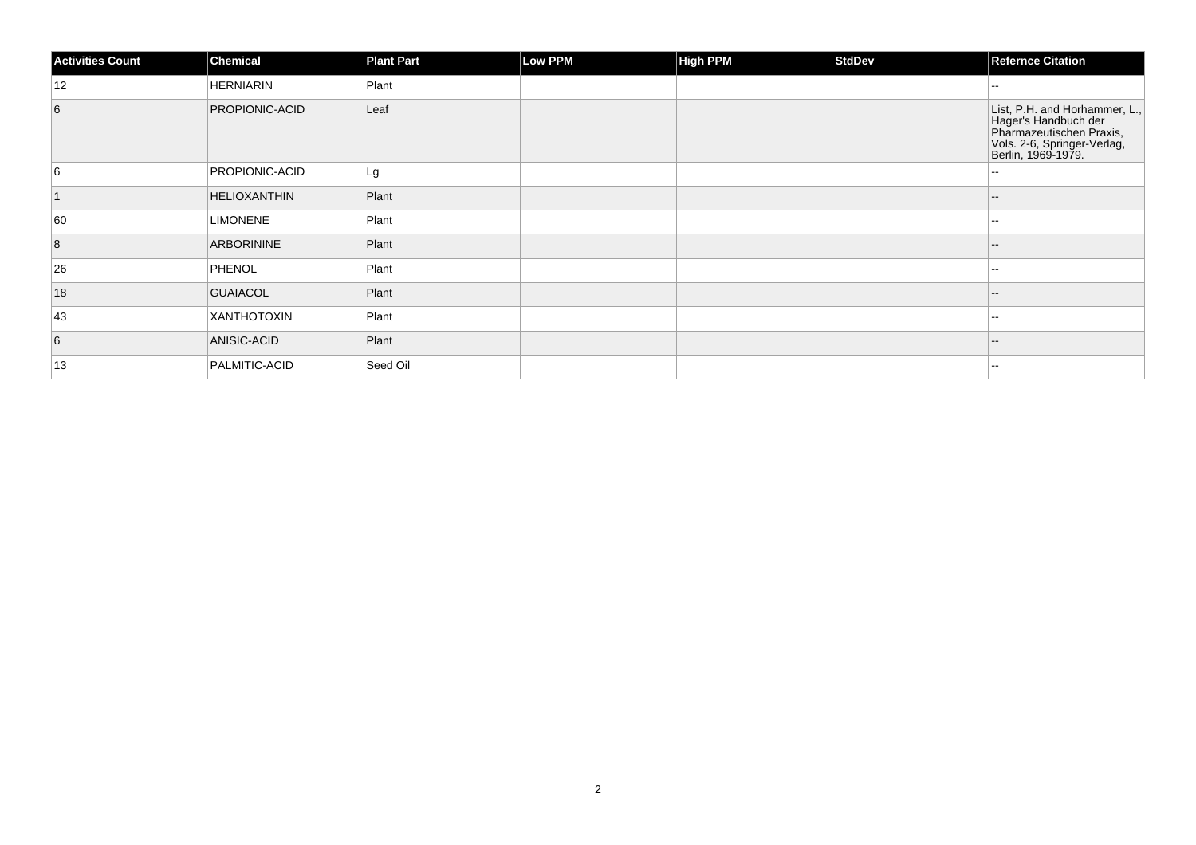| Activities Count | Chemical | Plant Part | Low PPM | High PPM | StdDev | Refernce Citation |
| --- | --- | --- | --- | --- | --- | --- |
| 12 | HERNIARIN | Plant | | | | -- |
| 6 | PROPIONIC-ACID | Leaf | | | | List, P.H. and Horhammer, L., Hager's Handbuch der Pharmazeutischen Praxis, Vols. 2-6, Springer-Verlag, Berlin, 1969-1979. |
| 6 | PROPIONIC-ACID | Lg | | | | -- |
| 1 | HELIOXANTHIN | Plant | | | | -- |
| 60 | LIMONENE | Plant | | | | -- |
| 8 | ARBORININE | Plant | | | | -- |
| 26 | PHENOL | Plant | | | | -- |
| 18 | GUAIACOL | Plant | | | | -- |
| 43 | XANTHOTOXIN | Plant | | | | -- |
| 6 | ANISIC-ACID | Plant | | | | -- |
| 13 | PALMITIC-ACID | Seed Oil | | | | -- |